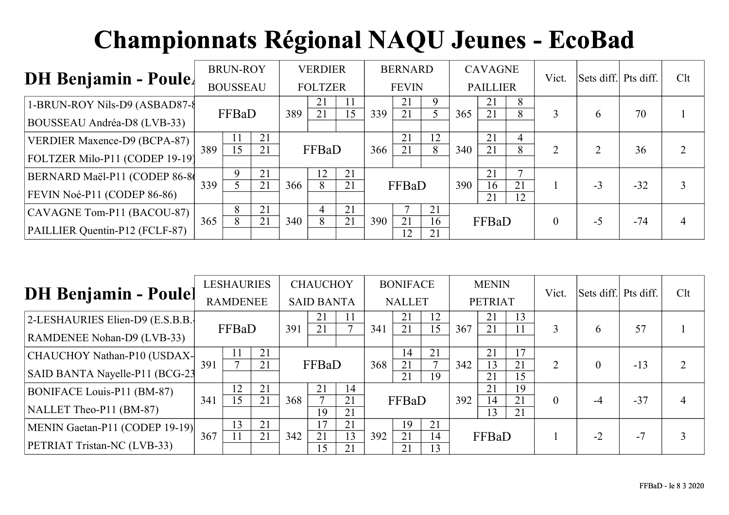# Championnats Régional NAQU Jeunes - EcoBad

## DH Benjamin - Poule/

| | BRUN-ROY BOUSSEAU | VERDIER FOLTZER | BERNARD FEVIN | CAVAGNE PAILLIER | Vict. | Sets diff. | Pts diff. | Clt |
|---|---|---|---|---|---|---|---|---|
| 1-BRUN-ROY Nils-D9 (ASBAD87-8 BOUSSEAU Andréa-D8 (LVB-33) | FFBaD | 389 21-11 21-15 | 339 21-9 21-5 | 365 21-8 21-8 | 3 | 6 | 70 | 1 |
| VERDIER Maxence-D9 (BCPA-87) FOLTZER Milo-P11 (CODEP 19-19) | 389 11-21 15-21 | FFBaD | 366 21-12 21-8 | 340 21-4 21-8 | 2 | 2 | 36 | 2 |
| BERNARD Maël-P11 (CODEP 86-86 FEVIN Noé-P11 (CODEP 86-86) | 339 9-21 5-21 | 366 12-21 8-21 | FFBaD | 390 21-7 16-21 21-12 | 1 | -3 | -32 | 3 |
| CAVAGNE Tom-P11 (BACOU-87) PAILLIER Quentin-P12 (FCLF-87) | 365 8-21 8-21 | 340 4-21 8-21 | 390 7-21 21-16 12-21 | FFBaD | 0 | -5 | -74 | 4 |

## DH Benjamin - Poule

| | LESHAURIES RAMDENEE | CHAUCHOY SAID BANTA | BONIFACE NALLET | MENIN PETRIAT | Vict. | Sets diff. | Pts diff. | Clt |
|---|---|---|---|---|---|---|---|---|
| 2-LESHAURIES Elien-D9 (E.S.B.B.- RAMDENEE Nohan-D9 (LVB-33) | FFBaD | 391 21-11 21-7 | 341 21-12 21-15 | 367 21-13 21-11 | 3 | 6 | 57 | 1 |
| CHAUCHOY Nathan-P10 (USDAX- SAID BANTA Nayelle-P11 (BCG-23 | 391 11-21 7-21 | FFBaD | 368 14-21 21-7 21-19 | 342 21-17 13-21 21-15 | 2 | 0 | -13 | 2 |
| BONIFACE Louis-P11 (BM-87) NALLET Theo-P11 (BM-87) | 341 12-21 15-21 | 368 21-14 7-21 19-21 | FFBaD | 392 21-19 14-21 13-21 | 0 | -4 | -37 | 4 |
| MENIN Gaetan-P11 (CODEP 19-19) PETRIAT Tristan-NC (LVB-33) | 367 13-21 11-21 | 342 17-21 21-13 15-21 | 392 19-21 21-14 21-13 | FFBaD | 1 | -2 | -7 | 3 |

FFBaD - le 8 3 2020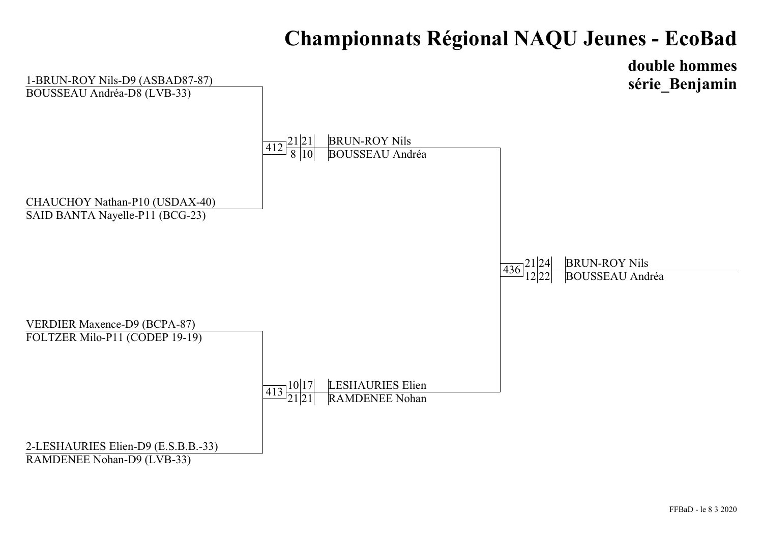# Championnats Régional NAQU Jeunes - EcoBad

## double hommes
## série_Benjamin

**Premier tour**

- 1-BRUN-ROY Nils-D9 (ASBAD87-87) / BOUSSEAU Andréa-D8 (LVB-33)
- CHAUCHOY Nathan-P10 (USDAX-40) / SAID BANTA Nayelle-P11 (BCG-23)
- VERDIER Maxence-D9 (BCPA-87) / FOLTZER Milo-P11 (CODEP 19-19)
- 2-LESHAURIES Elien-D9 (E.S.B.B.-33) / RAMDENEE Nohan-D9 (LVB-33)

**Demi-finales**

| Match | Scores | | Vainqueurs |
|---|---|---|---|
| 412 | 21 | 21 | BRUN-ROY Nils |
| | 8 | 10 | BOUSSEAU Andréa |
| 413 | 10 | 17 | LESHAURIES Elien |
| | 21 | 21 | RAMDENEE Nohan |

**Finale**

| Match | Scores | | Vainqueurs |
|---|---|---|---|
| 436 | 21 | 24 | BRUN-ROY Nils |
| | 12 | 22 | BOUSSEAU Andréa |

FFBaD - le 8 3 2020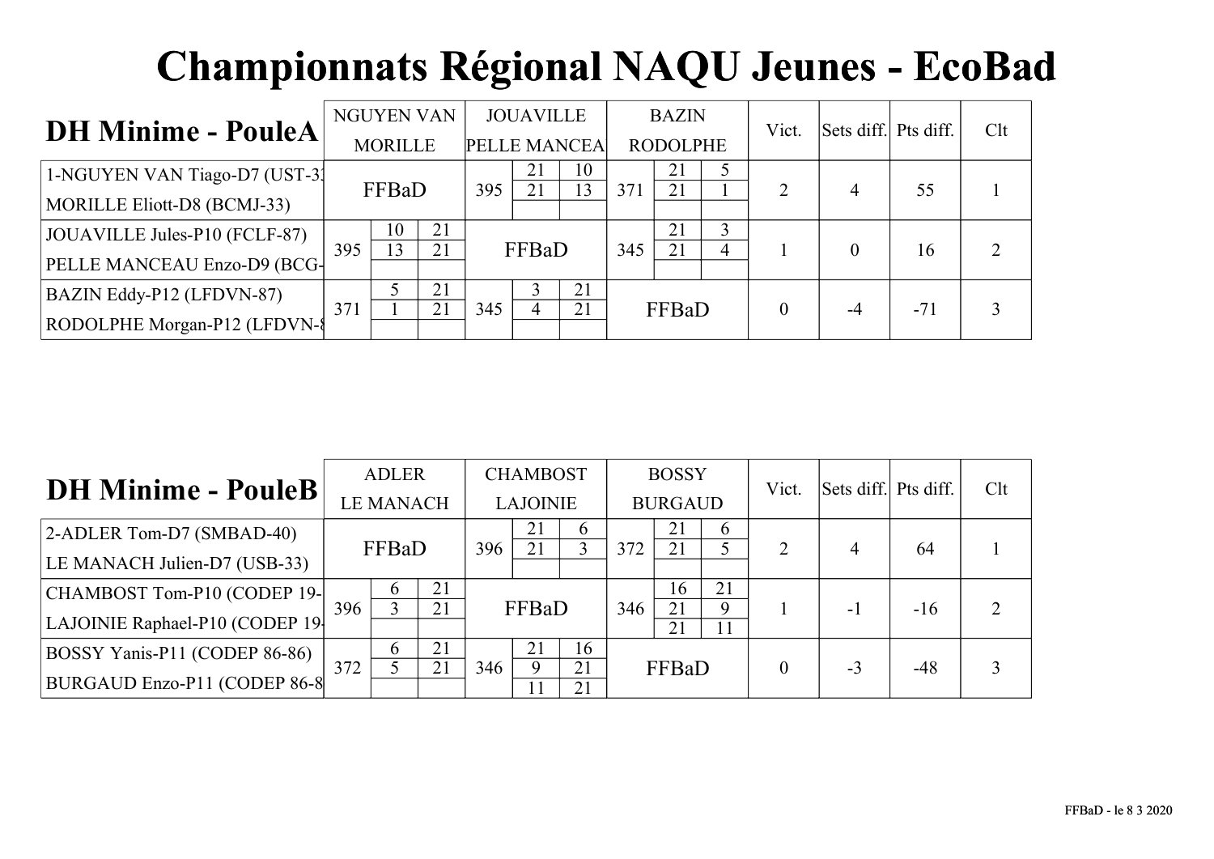# Championnats Régional NAQU Jeunes - EcoBad

## DH Minime - PouleA

| DH Minime - PouleA | NGUYEN VAN MORILLE | JOUAVILLE PELLE MANCEA | BAZIN RODOLPHE | Vict. | Sets diff. | Pts diff. | Clt |
|---|---|---|---|---|---|---|---|
| 1-NGUYEN VAN Tiago-D7 (UST-3<br>MORILLE Eliott-D8 (BCMJ-33) | FFBaD | 395 — 21-10 / 21-13 | 371 — 21-5 / 21-1 | 2 | 4 | 55 | 1 |
| JOUAVILLE Jules-P10 (FCLF-87)<br>PELLE MANCEAU Enzo-D9 (BCG- | 395 — 10-21 / 13-21 | FFBaD | 345 — 21-3 / 21-4 | 1 | 0 | 16 | 2 |
| BAZIN Eddy-P12 (LFDVN-87)<br>RODOLPHE Morgan-P12 (LFDVN- | 371 — 5-21 / 1-21 | 345 — 3-21 / 4-21 | FFBaD | 0 | -4 | -71 | 3 |

## DH Minime - PouleB

| DH Minime - PouleB | ADLER LE MANACH | CHAMBOST LAJOINIE | BOSSY BURGAUD | Vict. | Sets diff. | Pts diff. | Clt |
|---|---|---|---|---|---|---|---|
| 2-ADLER Tom-D7 (SMBAD-40)<br>LE MANACH Julien-D7 (USB-33) | FFBaD | 396 — 21-6 / 21-3 | 372 — 21-6 / 21-5 | 2 | 4 | 64 | 1 |
| CHAMBOST Tom-P10 (CODEP 19-<br>LAJOINIE Raphael-P10 (CODEP 19 | 396 — 6-21 / 3-21 | FFBaD | 346 — 16-21 / 21-9 / 21-11 | 1 | -1 | -16 | 2 |
| BOSSY Yanis-P11 (CODEP 86-86)<br>BURGAUD Enzo-P11 (CODEP 86-8 | 372 — 6-21 / 5-21 | 346 — 21-16 / 9-21 / 11-21 | FFBaD | 0 | -3 | -48 | 3 |

FFBaD - le 8 3 2020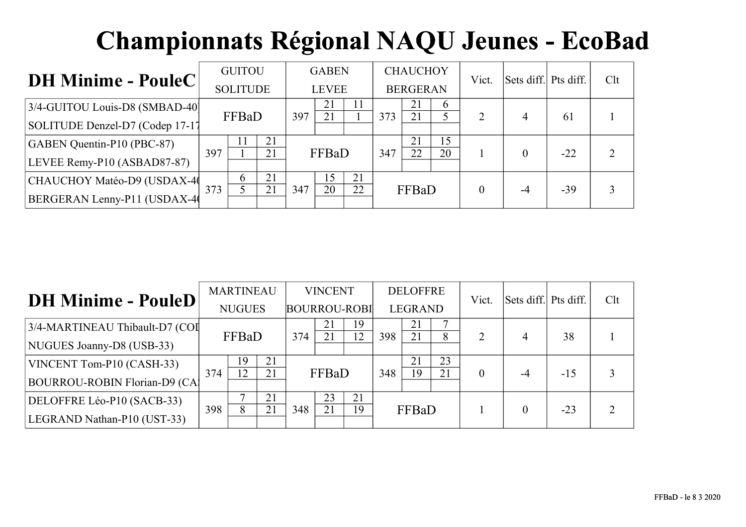# Championnats Régional NAQU Jeunes - EcoBad

## DH Minime - PouleC

| DH Minime - PouleC | GUITOU SOLITUDE | GABEN LEVEE | CHAUCHOY BERGERAN | Vict. | Sets diff. | Pts diff. | Clt |
|---|---|---|---|---|---|---|---|
| 3/4-GUITOU Louis-D8 (SMBAD-40) SOLITUDE Denzel-D7 (Codep 17-17 | FFBaD | 397: 21-21, 11-1 | 373: 21-21, 6-5 | 2 | 4 | 61 | 1 |
| GABEN Quentin-P10 (PBC-87) LEVEE Remy-P10 (ASBAD87-87) | 397: 11-1, 21-21 | FFBaD | 347: 21-22, 15-20 | 1 | 0 | -22 | 2 |
| CHAUCHOY Matéo-D9 (USDAX-40 BERGERAN Lenny-P11 (USDAX-40 | 373: 6-5, 21-21 | 347: 15-20, 21-22 | FFBaD | 0 | -4 | -39 | 3 |

## DH Minime - PouleD

| DH Minime - PouleD | MARTINEAU NUGUES | VINCENT BOURROU-ROBI | DELOFFRE LEGRAND | Vict. | Sets diff. | Pts diff. | Clt |
|---|---|---|---|---|---|---|---|
| 3/4-MARTINEAU Thibault-D7 (COD NUGUES Joanny-D8 (USB-33) | FFBaD | 374: 21-21, 19-12 | 398: 21-21, 7-8 | 2 | 4 | 38 | 1 |
| VINCENT Tom-P10 (CASH-33) BOURROU-ROBIN Florian-D9 (CA | 374: 19-12, 21-21 | FFBaD | 348: 21-19, 23-21 | 0 | -4 | -15 | 3 |
| DELOFFRE Léo-P10 (SACB-33) LEGRAND Nathan-P10 (UST-33) | 398: 7-8, 21-21 | 348: 23-21, 21-19 | FFBaD | 1 | 0 | -23 | 2 |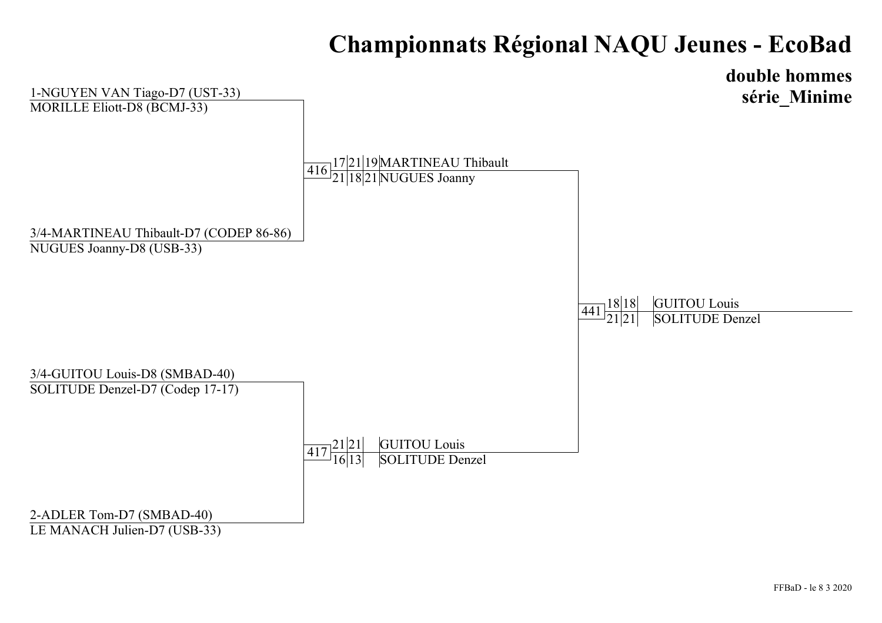# Championnats Régional NAQU Jeunes - EcoBad

## double hommes
## série_Minime

**Tableau**

1-NGUYEN VAN Tiago-D7 (UST-33)
MORILLE Eliott-D8 (BCMJ-33)

3/4-MARTINEAU Thibault-D7 (CODEP 86-86)
NUGUES Joanny-D8 (USB-33)

3/4-GUITOU Louis-D8 (SMBAD-40)
SOLITUDE Denzel-D7 (Codep 17-17)

2-ADLER Tom-D7 (SMBAD-40)
LE MANACH Julien-D7 (USB-33)

**Match 416**

| Score | | | Vainqueur |
|---|---|---|---|
| 17 | 21 | 19 | MARTINEAU Thibault |
| 21 | 18 | 21 | NUGUES Joanny |

**Match 417**

| Score | | | Vainqueur |
|---|---|---|---|
| 21 | 21 | | GUITOU Louis |
| 16 | 13 | | SOLITUDE Denzel |

**Match 441**

| Score | | | Vainqueur |
|---|---|---|---|
| 18 | 18 | | GUITOU Louis |
| 21 | 21 | | SOLITUDE Denzel |

FFBaD - le 8 3 2020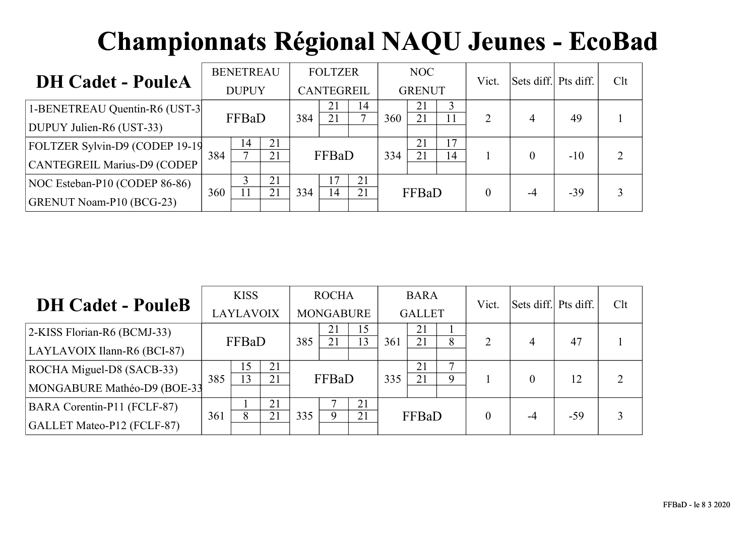# Championnats Régional NAQU Jeunes - EcoBad

## DH Cadet - PouleA

| DH Cadet - PouleA | BENETREAU DUPUY | | | FOLTZER CANTEGREIL | | | NOC GRENUT | | | Vict. | Sets diff. | Pts diff. | Clt |
|---|---|---|---|---|---|---|---|---|---|---|---|---|---|
| 1-BENETREAU Quentin-R6 (UST-3 DUPUY Julien-R6 (UST-33) | FFBaD | | | 384 | 21 21 | 14 7 | 360 | 21 21 | 3 11 | 2 | 4 | 49 | 1 |
| FOLTZER Sylvin-D9 (CODEP 19-19 CANTEGREIL Marius-D9 (CODEP | 384 | 14 7 | 21 21 | FFBaD | | | 334 | 21 21 | 17 14 | 1 | 0 | -10 | 2 |
| NOC Esteban-P10 (CODEP 86-86) GRENUT Noam-P10 (BCG-23) | 360 | 3 11 | 21 21 | 334 | 17 14 | 21 21 | FFBaD | | | 0 | -4 | -39 | 3 |

## DH Cadet - PouleB

| DH Cadet - PouleB | KISS LAYLAVOIX | | | ROCHA MONGABURE | | | BARA GALLET | | | Vict. | Sets diff. | Pts diff. | Clt |
|---|---|---|---|---|---|---|---|---|---|---|---|---|---|
| 2-KISS Florian-R6 (BCMJ-33) LAYLAVOIX Ilann-R6 (BCI-87) | FFBaD | | | 385 | 21 21 | 15 13 | 361 | 21 21 | 1 8 | 2 | 4 | 47 | 1 |
| ROCHA Miguel-D8 (SACB-33) MONGABURE Mathéo-D9 (BOE-33 | 385 | 15 13 | 21 21 | FFBaD | | | 335 | 21 21 | 7 9 | 1 | 0 | 12 | 2 |
| BARA Corentin-P11 (FCLF-87) GALLET Mateo-P12 (FCLF-87) | 361 | 1 8 | 21 21 | 335 | 7 9 | 21 21 | FFBaD | | | 0 | -4 | -59 | 3 |

FFBaD - le 8 3 2020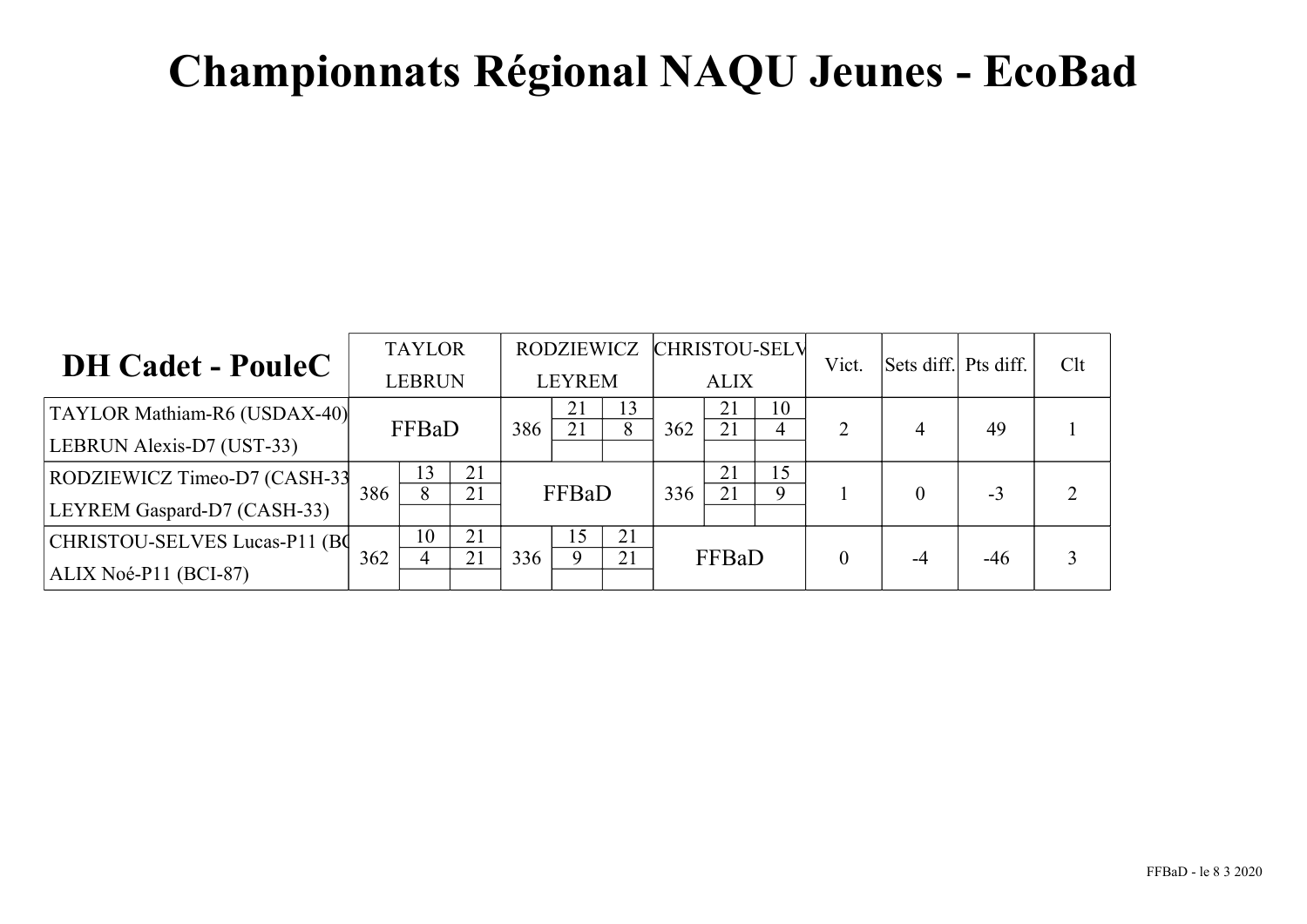# Championnats Régional NAQU Jeunes - EcoBad

| DH Cadet - PouleC | TAYLOR LEBRUN | RODZIEWICZ LEYREM | CHRISTOU-SELV ALIX | Vict. | Sets diff. | Pts diff. | Clt |
|---|---|---|---|---|---|---|---|
| TAYLOR Mathiam-R6 (USDAX-40) LEBRUN Alexis-D7 (UST-33) | FFBaD | 386 — 21-21, 13-8 | 362 — 21-21, 10-4 | 2 | 4 | 49 | 1 |
| RODZIEWICZ Timeo-D7 (CASH-33 LEYREM Gaspard-D7 (CASH-33) | 386 — 13-8, 21-21 | FFBaD | 336 — 21-21, 15-9 | 1 | 0 | -3 | 2 |
| CHRISTOU-SELVES Lucas-P11 (B( ALIX Noé-P11 (BCI-87) | 362 — 10-4, 21-21 | 336 — 15-9, 21-21 | FFBaD | 0 | -4 | -46 | 3 |

FFBaD - le 8 3 2020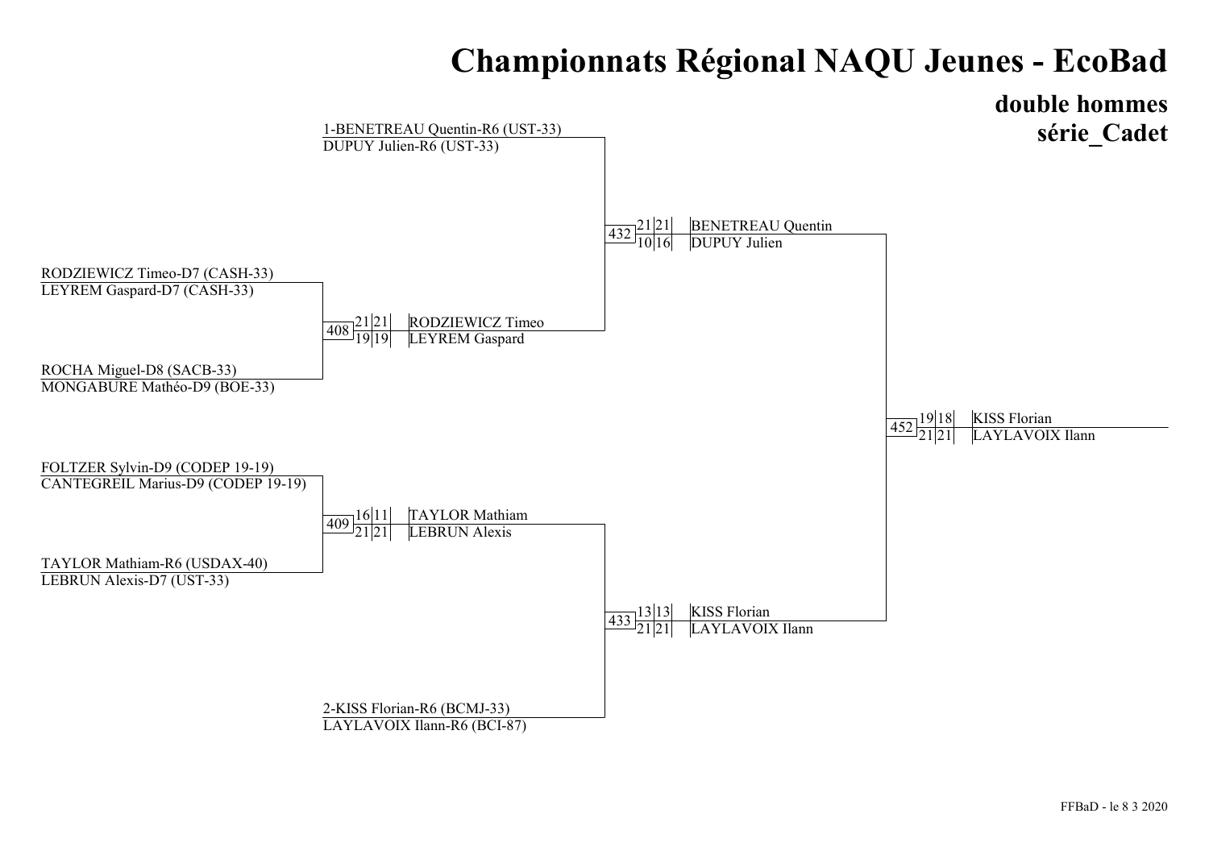# Championnats Régional NAQU Jeunes - EcoBad

## double hommes
## série_Cadet

### Premier tour

| Match | Équipe 1 | Équipe 2 | Scores | Vainqueur |
| --- | --- | --- | --- | --- |
| 408 | RODZIEWICZ Timeo-D7 (CASH-33) / LEYREM Gaspard-D7 (CASH-33) | ROCHA Miguel-D8 (SACB-33) / MONGABURE Mathéo-D9 (BOE-33) | 21/19, 21/19 | RODZIEWICZ Timeo / LEYREM Gaspard |
| 409 | FOLTZER Sylvin-D9 (CODEP 19-19) / CANTEGREIL Marius-D9 (CODEP 19-19) | TAYLOR Mathiam-R6 (USDAX-40) / LEBRUN Alexis-D7 (UST-33) | 16/21, 11/21 | TAYLOR Mathiam / LEBRUN Alexis |

### Demi-finales

| Match | Équipe 1 | Équipe 2 | Scores | Vainqueur |
| --- | --- | --- | --- | --- |
| 432 | 1-BENETREAU Quentin-R6 (UST-33) / DUPUY Julien-R6 (UST-33) | RODZIEWICZ Timeo / LEYREM Gaspard | 21/10, 21/16 | BENETREAU Quentin / DUPUY Julien |
| 433 | TAYLOR Mathiam / LEBRUN Alexis | 2-KISS Florian-R6 (BCMJ-33) / LAYLAVOIX Ilann-R6 (BCI-87) | 13/21, 13/21 | KISS Florian / LAYLAVOIX Ilann |

### Finale

| Match | Équipe 1 | Équipe 2 | Scores | Vainqueur |
| --- | --- | --- | --- | --- |
| 452 | BENETREAU Quentin / DUPUY Julien | KISS Florian / LAYLAVOIX Ilann | 19/21, 18/21 | KISS Florian / LAYLAVOIX Ilann |

FFBaD - le 8 3 2020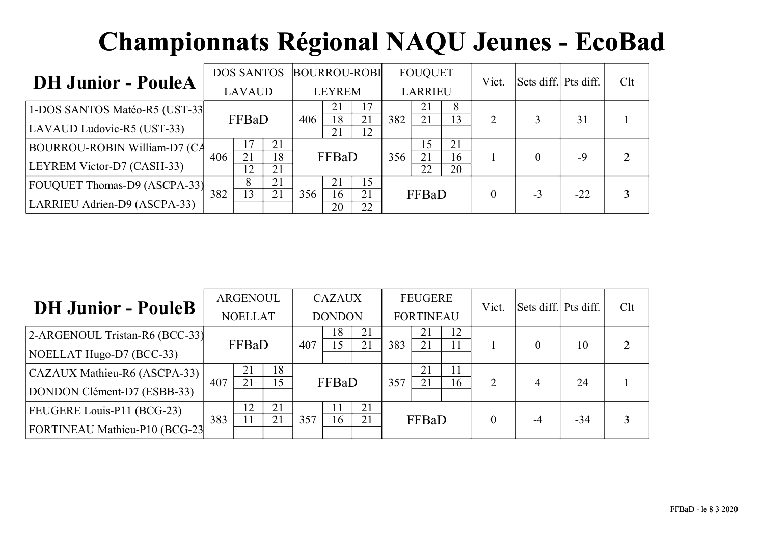# Championnats Régional NAQU Jeunes - EcoBad

## DH Junior - PouleA

| DH Junior - PouleA | DOS SANTOS LAVAUD | BOURROU-ROBI LEYREM | FOUQUET LARRIEU | Vict. | Sets diff. | Pts diff. | Clt |
|---|---|---|---|---|---|---|---|
| 1-DOS SANTOS Matéo-R5 (UST-33 LAVAUD Ludovic-R5 (UST-33) | FFBaD | 406 — 21/17, 18/21, 21/12 | 382 — 21/8, 21/13 | 2 | 3 | 31 | 1 |
| BOURROU-ROBIN William-D7 (CA LEYREM Victor-D7 (CASH-33) | 406 — 17/21, 21/18, 12/21 | FFBaD | 356 — 15/21, 21/16, 22/20 | 1 | 0 | -9 | 2 |
| FOUQUET Thomas-D9 (ASCPA-33) LARRIEU Adrien-D9 (ASCPA-33) | 382 — 8/21, 13/21 | 356 — 21/15, 16/21, 20/22 | FFBaD | 0 | -3 | -22 | 3 |

## DH Junior - PouleB

| DH Junior - PouleB | ARGENOUL NOELLAT | CAZAUX DONDON | FEUGERE FORTINEAU | Vict. | Sets diff. | Pts diff. | Clt |
|---|---|---|---|---|---|---|---|
| 2-ARGENOUL Tristan-R6 (BCC-33) NOELLAT Hugo-D7 (BCC-33) | FFBaD | 407 — 18/21, 15/21 | 383 — 21/12, 21/11 | 1 | 0 | 10 | 2 |
| CAZAUX Mathieu-R6 (ASCPA-33) DONDON Clément-D7 (ESBB-33) | 407 — 21/18, 21/15 | FFBaD | 357 — 21/11, 21/16 | 2 | 4 | 24 | 1 |
| FEUGERE Louis-P11 (BCG-23) FORTINEAU Mathieu-P10 (BCG-23 | 383 — 12/21, 11/21 | 357 — 11/21, 16/21 | FFBaD | 0 | -4 | -34 | 3 |

FFBaD - le 8 3 2020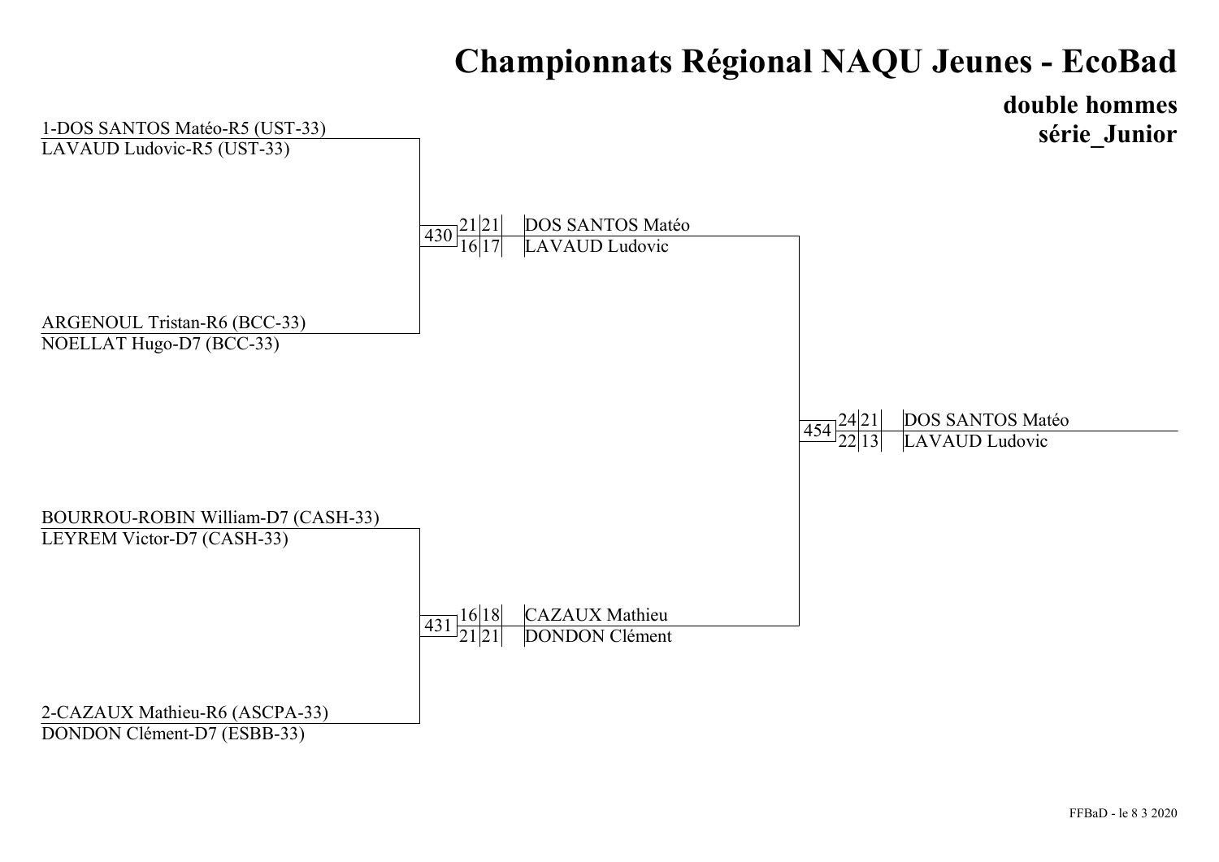# Championnats Régional NAQU Jeunes - EcoBad

## double hommes
## série_Junior

1-DOS SANTOS Matéo-R5 (UST-33)
LAVAUD Ludovic-R5 (UST-33)

ARGENOUL Tristan-R6 (BCC-33)
NOELLAT Hugo-D7 (BCC-33)

BOURROU-ROBIN William-D7 (CASH-33)
LEYREM Victor-D7 (CASH-33)

2-CAZAUX Mathieu-R6 (ASCPA-33)
DONDON Clément-D7 (ESBB-33)

430 21|21 16|17 DOS SANTOS Matéo
LAVAUD Ludovic

431 16|18 21|21 CAZAUX Mathieu
DONDON Clément

454 24|21 22|13 DOS SANTOS Matéo
LAVAUD Ludovic

FFBaD - le 8 3 2020